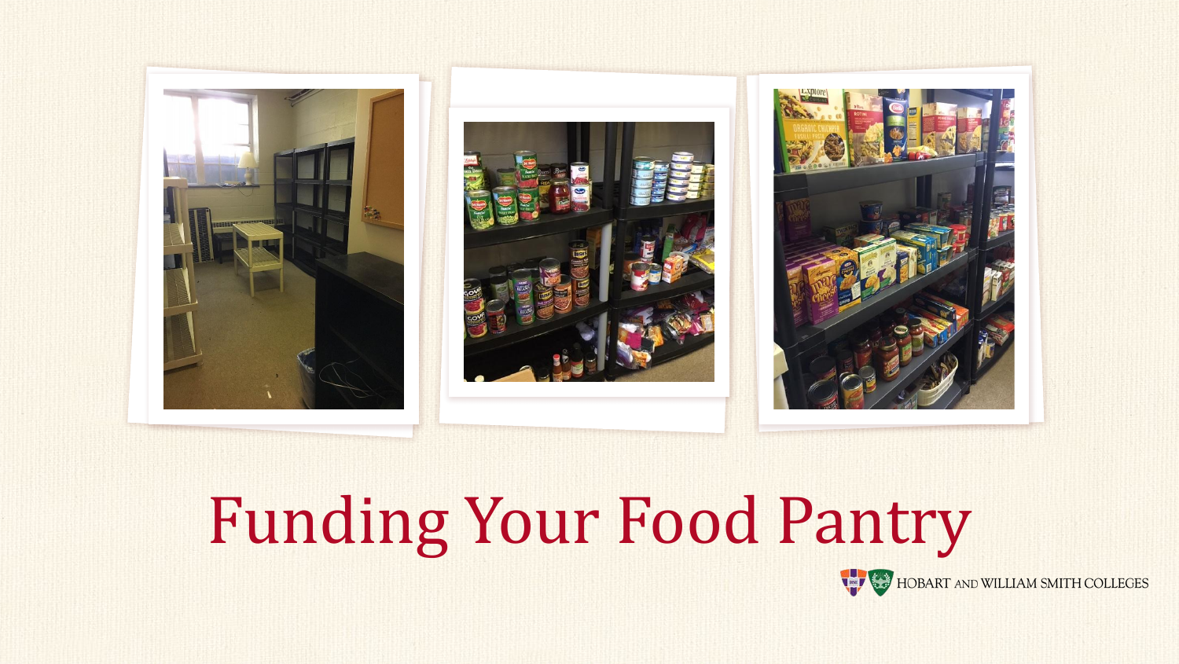# Funding Your Food Pantry

HOBART AND WILLIAM SMITH COLLEGES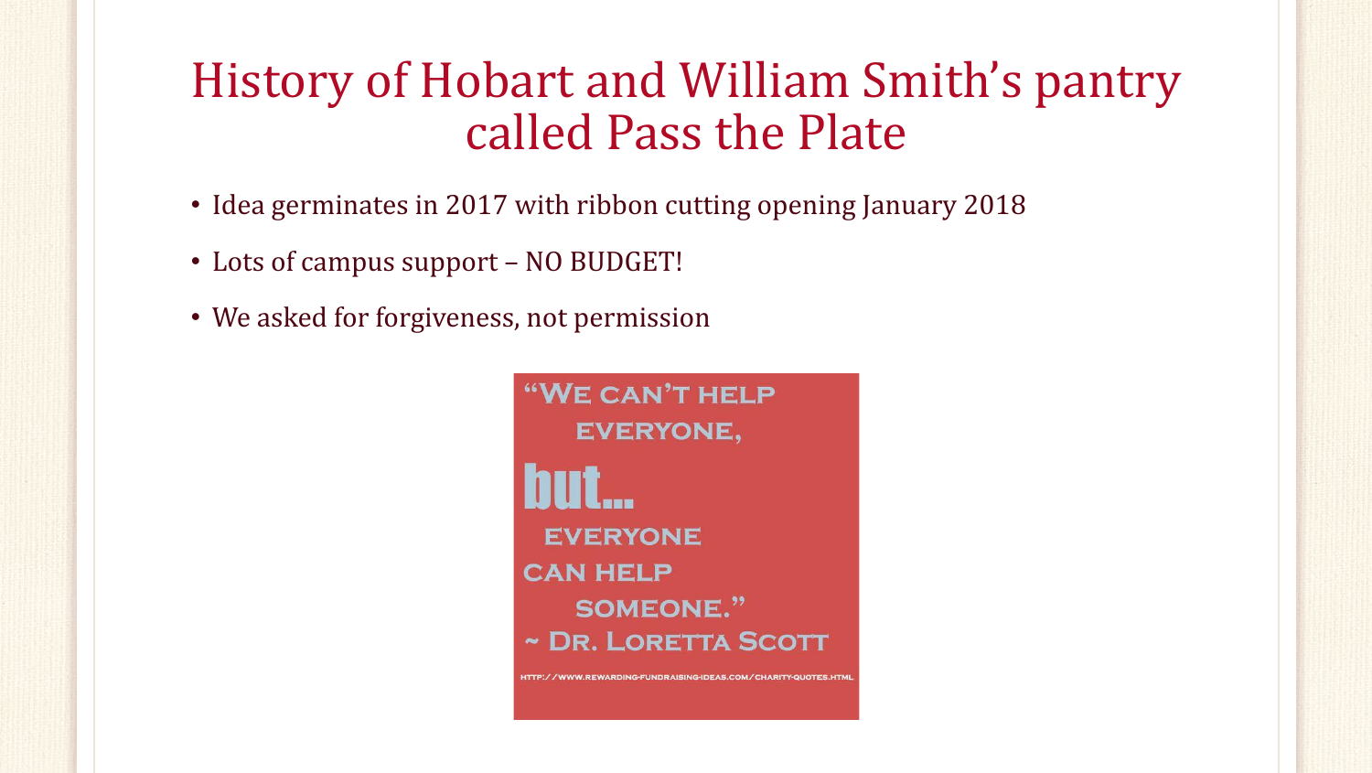# History of Hobart and William Smith's pantry called Pass the Plate

- Idea germinates in 2017 with ribbon cutting opening January 2018
- Lots of campus support – NO BUDGET!
- We asked for forgiveness, not permission

"We can't help everyone, but... everyone can help someone."
~ Dr. Loretta Scott

http://www.rewarding-fundraising-ideas.com/charity-quotes.html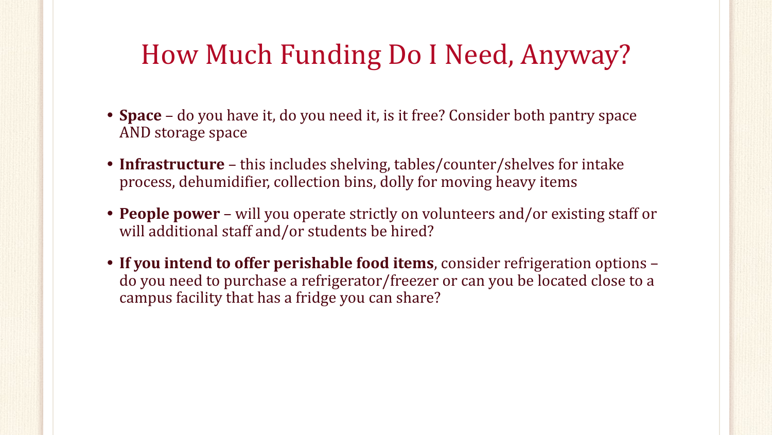# How Much Funding Do I Need, Anyway?

- **Space** – do you have it, do you need it, is it free? Consider both pantry space AND storage space
- **Infrastructure** – this includes shelving, tables/counter/shelves for intake process, dehumidifier, collection bins, dolly for moving heavy items
- **People power** – will you operate strictly on volunteers and/or existing staff or will additional staff and/or students be hired?
- **If you intend to offer perishable food items**, consider refrigeration options – do you need to purchase a refrigerator/freezer or can you be located close to a campus facility that has a fridge you can share?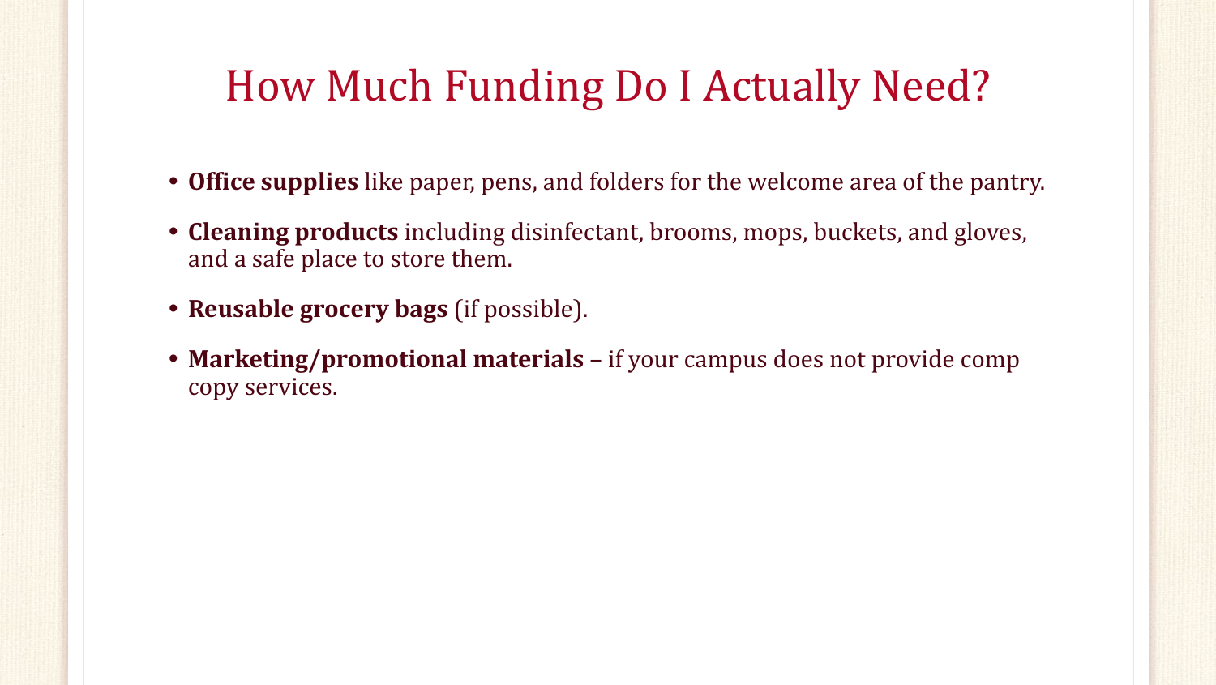# How Much Funding Do I Actually Need?

- **Office supplies** like paper, pens, and folders for the welcome area of the pantry.
- **Cleaning products** including disinfectant, brooms, mops, buckets, and gloves, and a safe place to store them.
- **Reusable grocery bags** (if possible).
- **Marketing/promotional materials** – if your campus does not provide comp copy services.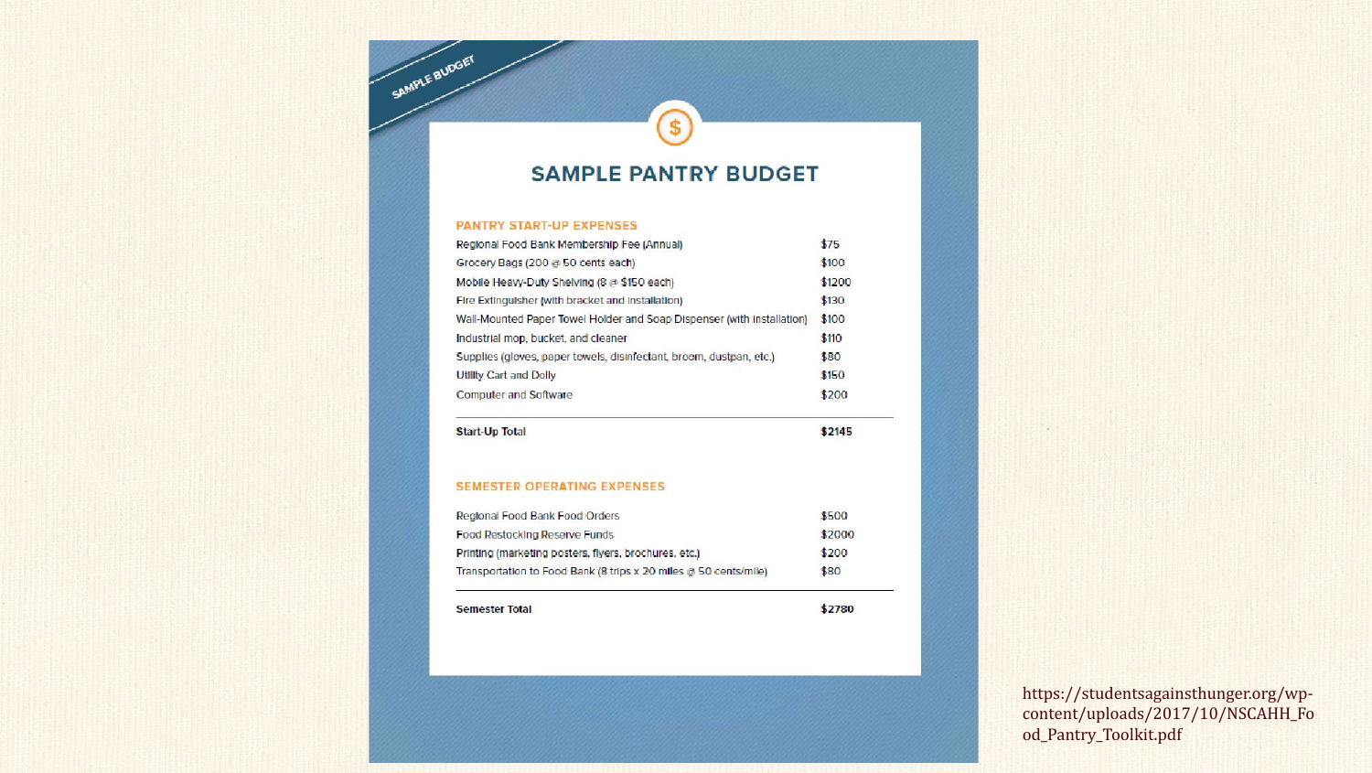SAMPLE BUDGET

# SAMPLE PANTRY BUDGET

## PANTRY START-UP EXPENSES

| Item | Cost |
| --- | --- |
| Regional Food Bank Membership Fee (Annual) | $75 |
| Grocery Bags (200 @ 50 cents each) | $100 |
| Mobile Heavy-Duty Shelving (8 @ $150 each) | $1200 |
| Fire Extinguisher (with bracket and installation) | $130 |
| Wall-Mounted Paper Towel Holder and Soap Dispenser (with installation) | $100 |
| Industrial mop, bucket, and cleaner | $110 |
| Supplies (gloves, paper towels, disinfectant, broom, dustpan, etc.) | $80 |
| Utility Cart and Dolly | $150 |
| Computer and Software | $200 |
| **Start-Up Total** | **$2145** |

## SEMESTER OPERATING EXPENSES

| Item | Cost |
| --- | --- |
| Regional Food Bank Food Orders | $500 |
| Food Restocking Reserve Funds | $2000 |
| Printing (marketing posters, flyers, brochures, etc.) | $200 |
| Transportation to Food Bank (8 trips x 20 miles @ 50 cents/mile) | $80 |
| **Semester Total** | **$2780** |

https://studentsagainsthunger.org/wp-content/uploads/2017/10/NSCAHH_Food_Pantry_Toolkit.pdf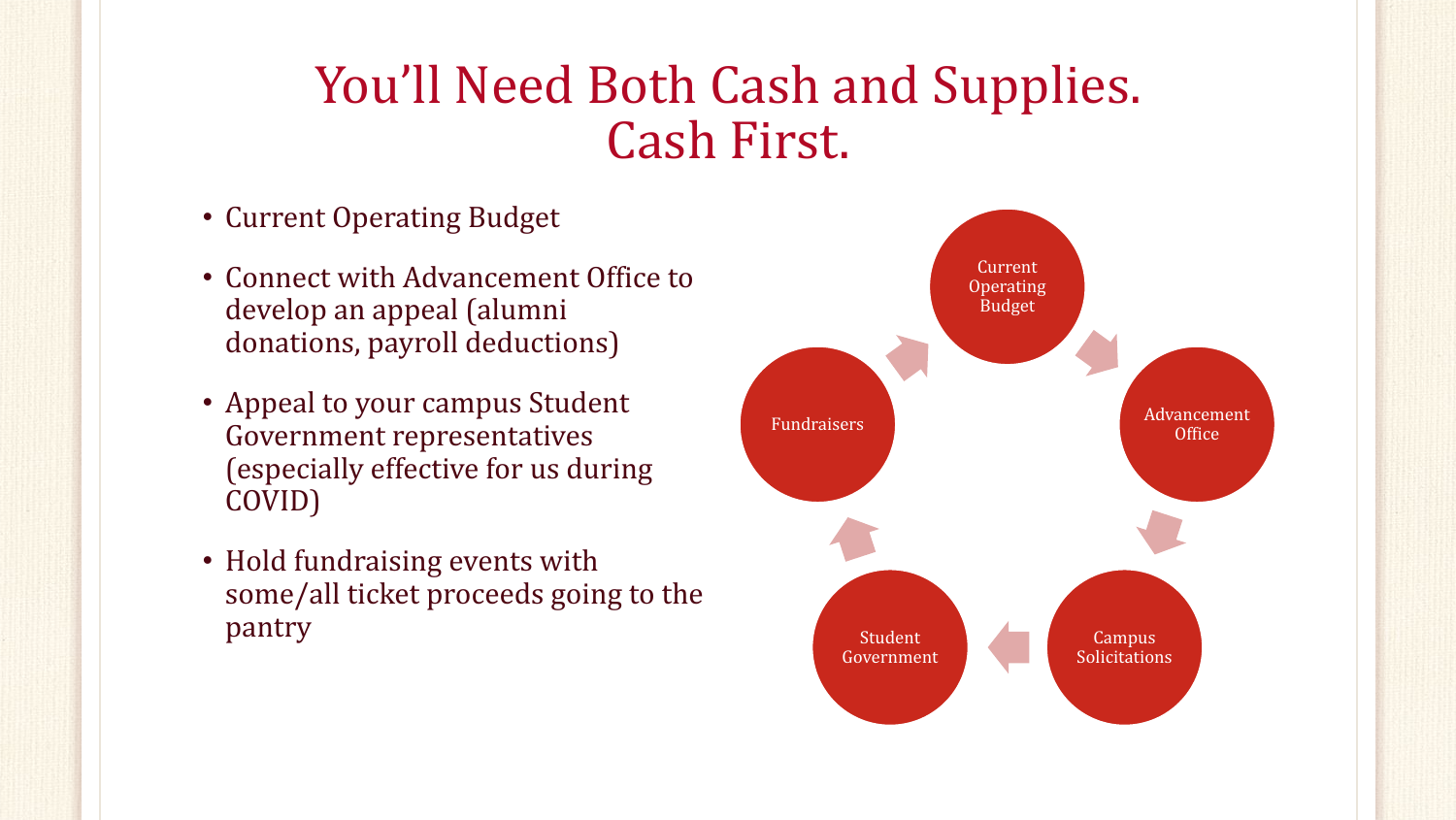# You'll Need Both Cash and Supplies. Cash First.

- Current Operating Budget
- Connect with Advancement Office to develop an appeal (alumni donations, payroll deductions)
- Appeal to your campus Student Government representatives (especially effective for us during COVID)
- Hold fundraising events with some/all ticket proceeds going to the pantry

Current Operating Budget → Advancement Office → Campus Solicitations → Student Government → Fundraisers → Current Operating Budget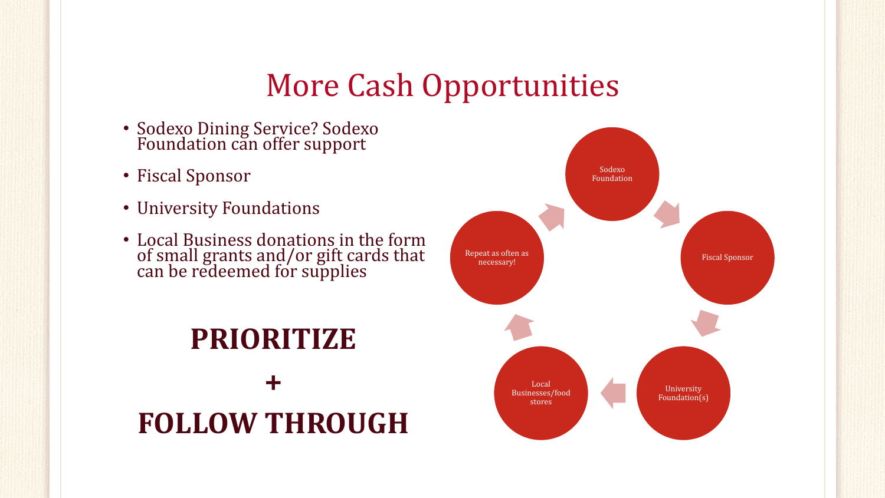# More Cash Opportunities

- Sodexo Dining Service? Sodexo Foundation can offer support
- Fiscal Sponsor
- University Foundations
- Local Business donations in the form of small grants and/or gift cards that can be redeemed for supplies

**PRIORITIZE**

**+**

**FOLLOW THROUGH**

Sodexo Foundation → Fiscal Sponsor → University Foundation(s) → Local Businesses/food stores → Repeat as often as necessary!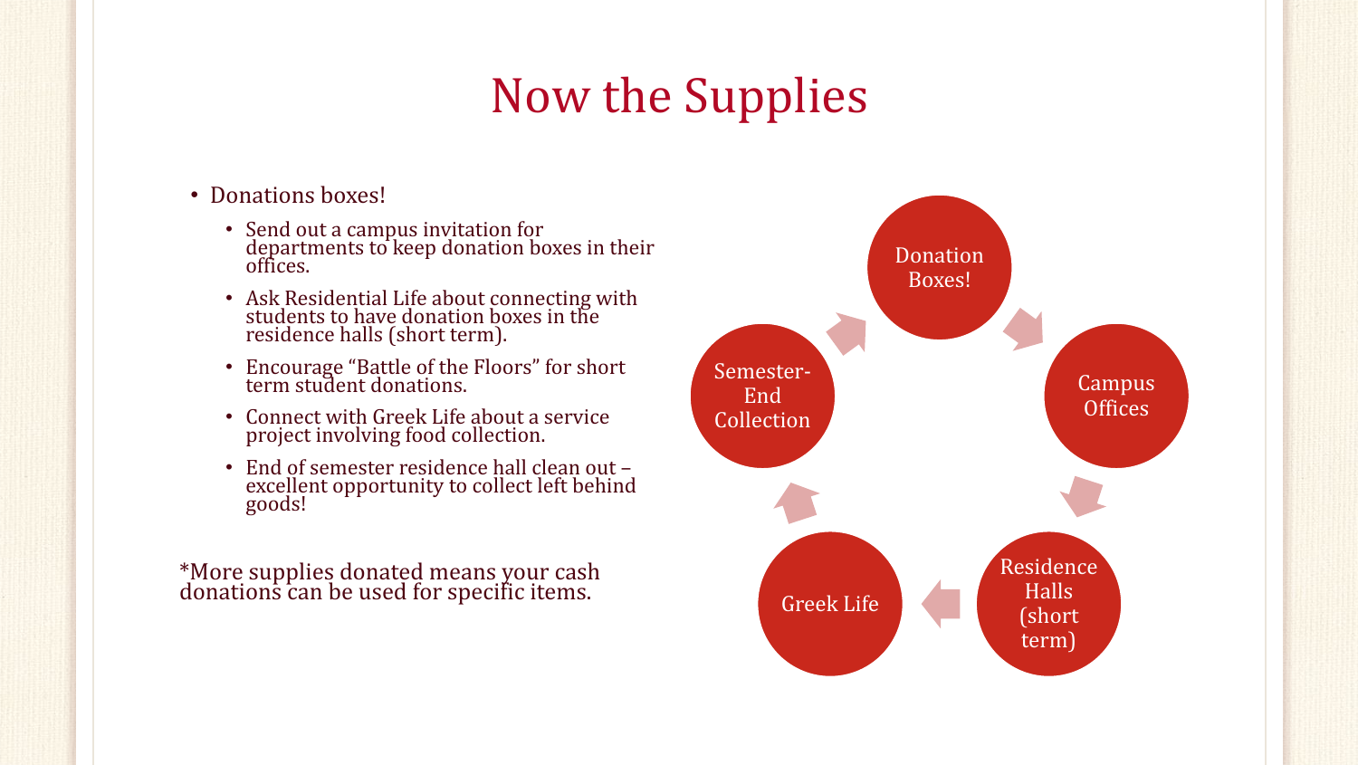# Now the Supplies

- Donations boxes!
  - Send out a campus invitation for departments to keep donation boxes in their offices.
  - Ask Residential Life about connecting with students to have donation boxes in the residence halls (short term).
  - Encourage "Battle of the Floors" for short term student donations.
  - Connect with Greek Life about a service project involving food collection.
  - End of semester residence hall clean out – excellent opportunity to collect left behind goods!

*More supplies donated means your cash donations can be used for specific items.

Donation Boxes! → Campus Offices → Residence Halls (short term) → Greek Life → Semester-End Collection → Donation Boxes!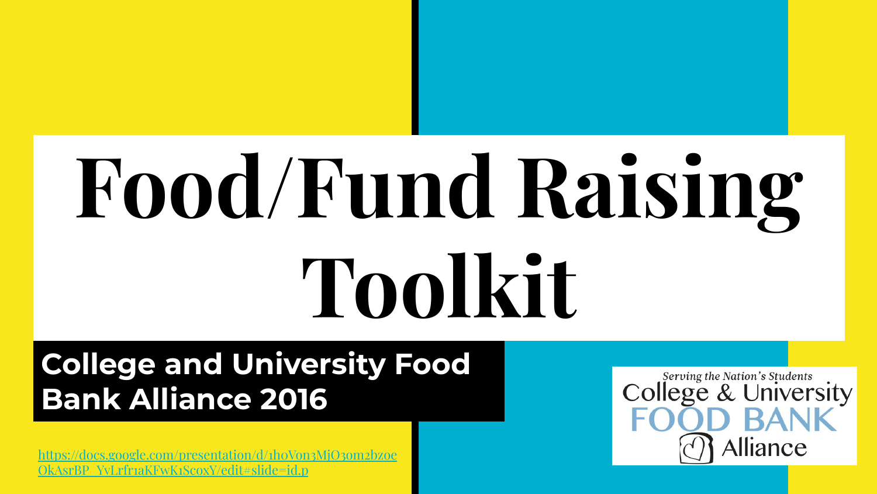# Food/Fund Raising Toolkit

**College and University Food Bank Alliance 2016**

[https://docs.google.com/presentation/d/1hoVon3MjO3om2bzoeOkAsrBP_YvLrfr1aKFwK1ScoxY/edit#slide=id.p](https://docs.google.com/presentation/d/1hoVon3MjO3om2bzoeOkAsrBP_YvLrfr1aKFwK1ScoxY/edit#slide=id.p)

Serving the Nation's Students
College & University
FOOD BANK
Alliance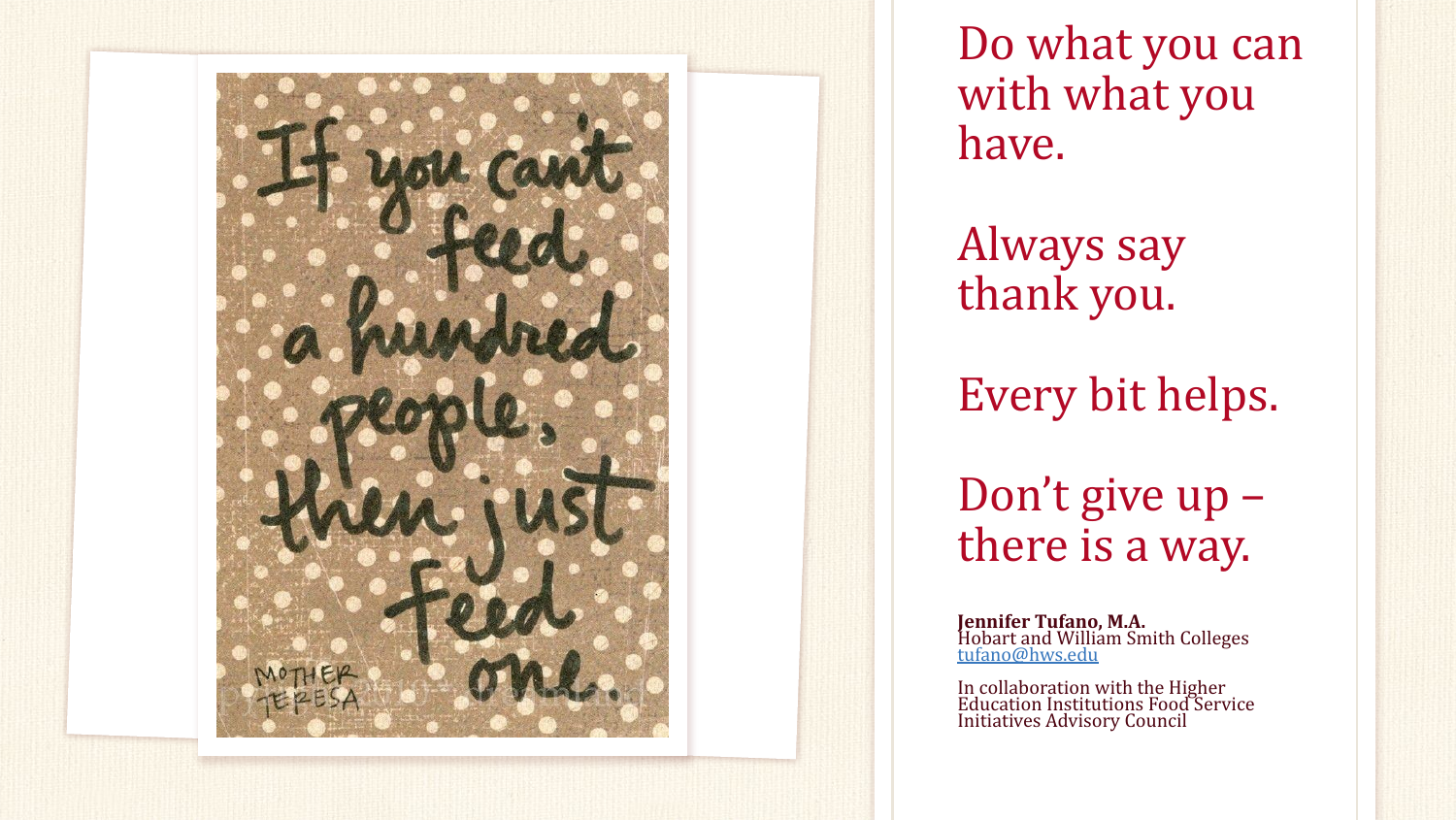If you can't feed a hundred people, then just feed one.

MOTHER TERESA

Do what you can with what you have.

Always say thank you.

Every bit helps.

Don't give up – there is a way.

**Jennifer Tufano, M.A.**
Hobart and William Smith Colleges
tufano@hws.edu

In collaboration with the Higher Education Institutions Food Service Initiatives Advisory Council